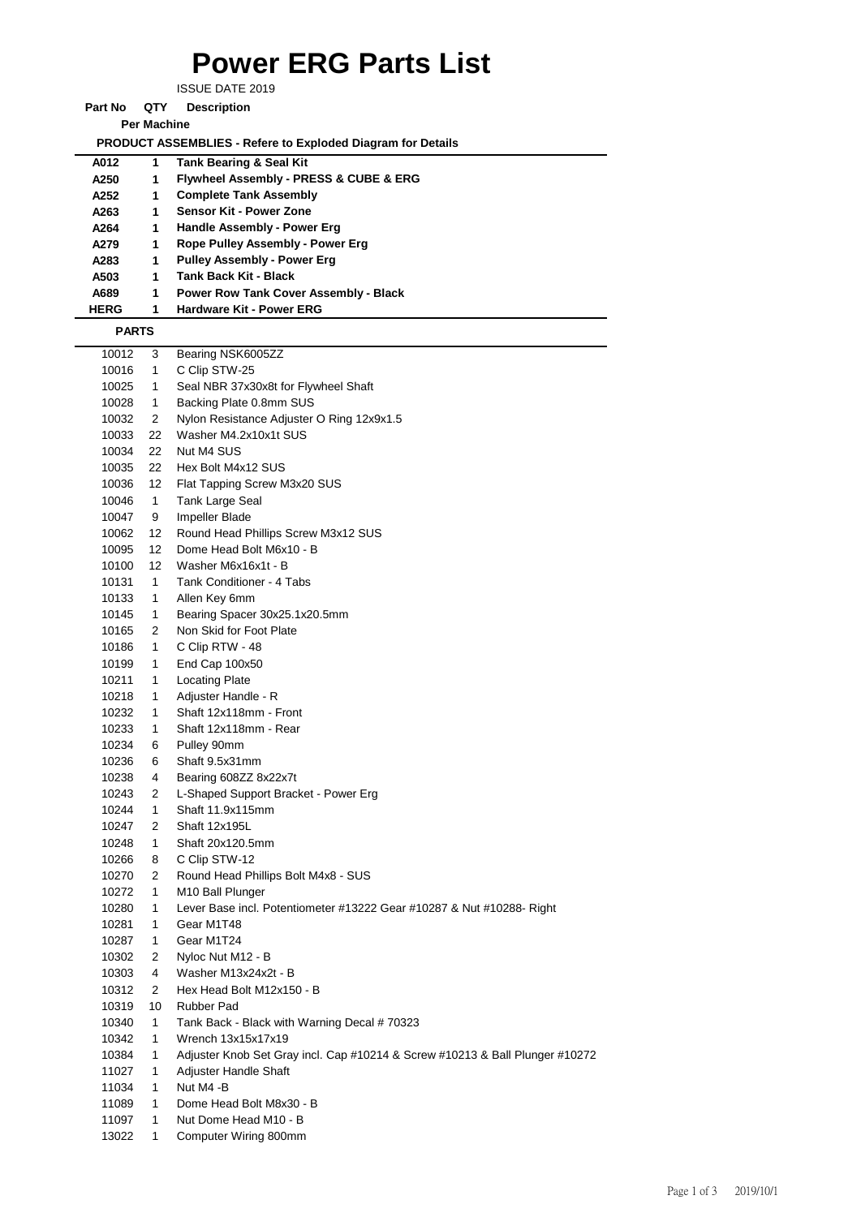# Power ERG Parts List

ISSUE DATE 2019

| Part No | QTY Per Machine | Description |
|---|---|---|
| | | **PRODUCT ASSEMBLIES - Refere to Exploded Diagram for Details** |
| **A012** | **1** | **Tank Bearing & Seal Kit** |
| **A250** | **1** | **Flywheel Assembly - PRESS & CUBE & ERG** |
| **A252** | **1** | **Complete Tank Assembly** |
| **A263** | **1** | **Sensor Kit - Power Zone** |
| **A264** | **1** | **Handle Assembly - Power Erg** |
| **A279** | **1** | **Rope Pulley Assembly - Power Erg** |
| **A283** | **1** | **Pulley Assembly - Power Erg** |
| **A503** | **1** | **Tank Back Kit - Black** |
| **A689** | **1** | **Power Row Tank Cover Assembly - Black** |
| **HERG** | **1** | **Hardware Kit - Power ERG** |
| **PARTS** | | |
| 10012 | 3 | Bearing NSK6005ZZ |
| 10016 | 1 | C Clip STW-25 |
| 10025 | 1 | Seal NBR 37x30x8t for Flywheel Shaft |
| 10028 | 1 | Backing Plate 0.8mm SUS |
| 10032 | 2 | Nylon Resistance Adjuster O Ring 12x9x1.5 |
| 10033 | 22 | Washer M4.2x10x1t SUS |
| 10034 | 22 | Nut M4 SUS |
| 10035 | 22 | Hex Bolt M4x12 SUS |
| 10036 | 12 | Flat Tapping Screw M3x20 SUS |
| 10046 | 1 | Tank Large Seal |
| 10047 | 9 | Impeller Blade |
| 10062 | 12 | Round Head Phillips Screw M3x12 SUS |
| 10095 | 12 | Dome Head Bolt M6x10 - B |
| 10100 | 12 | Washer M6x16x1t - B |
| 10131 | 1 | Tank Conditioner - 4 Tabs |
| 10133 | 1 | Allen Key 6mm |
| 10145 | 1 | Bearing Spacer 30x25.1x20.5mm |
| 10165 | 2 | Non Skid for Foot Plate |
| 10186 | 1 | C Clip RTW - 48 |
| 10199 | 1 | End Cap 100x50 |
| 10211 | 1 | Locating Plate |
| 10218 | 1 | Adjuster Handle - R |
| 10232 | 1 | Shaft 12x118mm - Front |
| 10233 | 1 | Shaft 12x118mm - Rear |
| 10234 | 6 | Pulley 90mm |
| 10236 | 6 | Shaft 9.5x31mm |
| 10238 | 4 | Bearing 608ZZ 8x22x7t |
| 10243 | 2 | L-Shaped Support Bracket - Power Erg |
| 10244 | 1 | Shaft 11.9x115mm |
| 10247 | 2 | Shaft 12x195L |
| 10248 | 1 | Shaft 20x120.5mm |
| 10266 | 8 | C Clip STW-12 |
| 10270 | 2 | Round Head Phillips Bolt M4x8 - SUS |
| 10272 | 1 | M10 Ball Plunger |
| 10280 | 1 | Lever Base incl. Potentiometer #13222 Gear #10287 & Nut #10288- Right |
| 10281 | 1 | Gear M1T48 |
| 10287 | 1 | Gear M1T24 |
| 10302 | 2 | Nyloc Nut M12 - B |
| 10303 | 4 | Washer M13x24x2t - B |
| 10312 | 2 | Hex Head Bolt M12x150 - B |
| 10319 | 10 | Rubber Pad |
| 10340 | 1 | Tank Back - Black with Warning Decal # 70323 |
| 10342 | 1 | Wrench 13x15x17x19 |
| 10384 | 1 | Adjuster Knob Set Gray incl. Cap #10214 & Screw #10213 & Ball Plunger #10272 |
| 11027 | 1 | Adjuster Handle Shaft |
| 11034 | 1 | Nut M4 -B |
| 11089 | 1 | Dome Head Bolt M8x30 - B |
| 11097 | 1 | Nut Dome Head M10 - B |
| 13022 | 1 | Computer Wiring 800mm |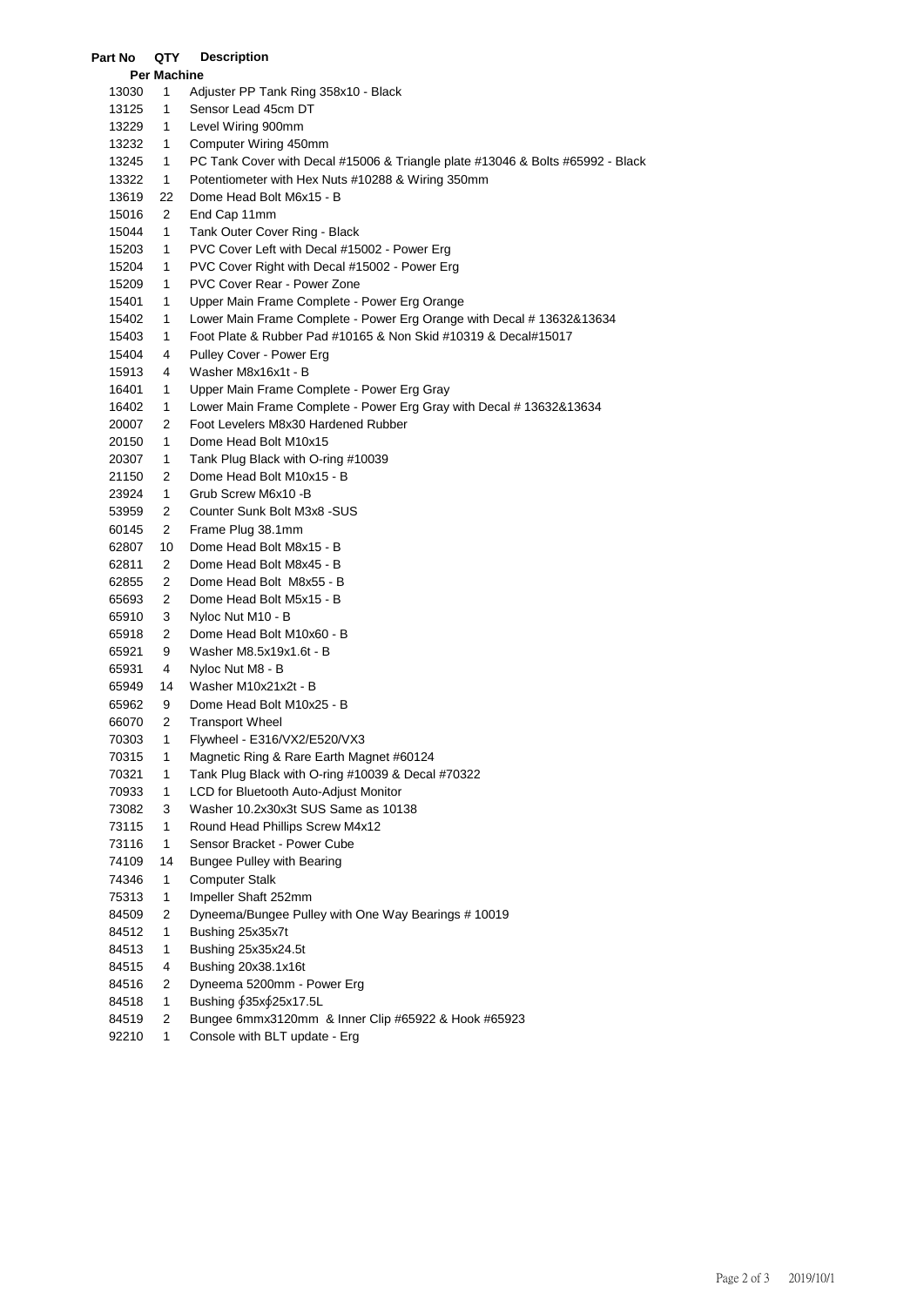| Part No | QTY Per Machine | Description |
| --- | --- | --- |
| 13030 | 1 | Adjuster PP Tank Ring 358x10 - Black |
| 13125 | 1 | Sensor Lead 45cm DT |
| 13229 | 1 | Level Wiring 900mm |
| 13232 | 1 | Computer Wiring 450mm |
| 13245 | 1 | PC Tank Cover with Decal #15006 & Triangle plate #13046 & Bolts #65992 - Black |
| 13322 | 1 | Potentiometer with Hex Nuts #10288 & Wiring 350mm |
| 13619 | 22 | Dome Head Bolt M6x15 - B |
| 15016 | 2 | End Cap 11mm |
| 15044 | 1 | Tank Outer Cover Ring - Black |
| 15203 | 1 | PVC Cover Left with Decal #15002 - Power Erg |
| 15204 | 1 | PVC Cover Right with Decal #15002 - Power Erg |
| 15209 | 1 | PVC Cover Rear - Power Zone |
| 15401 | 1 | Upper Main Frame Complete - Power Erg Orange |
| 15402 | 1 | Lower Main Frame Complete - Power Erg Orange with Decal # 13632&13634 |
| 15403 | 1 | Foot Plate & Rubber Pad #10165 & Non Skid #10319 & Decal#15017 |
| 15404 | 4 | Pulley Cover - Power Erg |
| 15913 | 4 | Washer M8x16x1t - B |
| 16401 | 1 | Upper Main Frame Complete - Power Erg Gray |
| 16402 | 1 | Lower Main Frame Complete - Power Erg Gray with Decal # 13632&13634 |
| 20007 | 2 | Foot Levelers M8x30 Hardened Rubber |
| 20150 | 1 | Dome Head Bolt M10x15 |
| 20307 | 1 | Tank Plug Black with O-ring #10039 |
| 21150 | 2 | Dome Head Bolt M10x15 - B |
| 23924 | 1 | Grub Screw M6x10 -B |
| 53959 | 2 | Counter Sunk Bolt M3x8 -SUS |
| 60145 | 2 | Frame Plug 38.1mm |
| 62807 | 10 | Dome Head Bolt M8x15 - B |
| 62811 | 2 | Dome Head Bolt M8x45 - B |
| 62855 | 2 | Dome Head Bolt M8x55 - B |
| 65693 | 2 | Dome Head Bolt M5x15 - B |
| 65910 | 3 | Nyloc Nut M10 - B |
| 65918 | 2 | Dome Head Bolt M10x60 - B |
| 65921 | 9 | Washer M8.5x19x1.6t - B |
| 65931 | 4 | Nyloc Nut M8 - B |
| 65949 | 14 | Washer M10x21x2t - B |
| 65962 | 9 | Dome Head Bolt M10x25 - B |
| 66070 | 2 | Transport Wheel |
| 70303 | 1 | Flywheel - E316/VX2/E520/VX3 |
| 70315 | 1 | Magnetic Ring & Rare Earth Magnet #60124 |
| 70321 | 1 | Tank Plug Black with O-ring #10039 & Decal #70322 |
| 70933 | 1 | LCD for Bluetooth Auto-Adjust Monitor |
| 73082 | 3 | Washer 10.2x30x3t SUS Same as 10138 |
| 73115 | 1 | Round Head Phillips Screw M4x12 |
| 73116 | 1 | Sensor Bracket - Power Cube |
| 74109 | 14 | Bungee Pulley with Bearing |
| 74346 | 1 | Computer Stalk |
| 75313 | 1 | Impeller Shaft 252mm |
| 84509 | 2 | Dyneema/Bungee Pulley with One Way Bearings # 10019 |
| 84512 | 1 | Bushing 25x35x7t |
| 84513 | 1 | Bushing 25x35x24.5t |
| 84515 | 4 | Bushing 20x38.1x16t |
| 84516 | 2 | Dyneema 5200mm - Power Erg |
| 84518 | 1 | Bushing ∮35x∮25x17.5L |
| 84519 | 2 | Bungee 6mmx3120mm & Inner Clip #65922 & Hook #65923 |
| 92210 | 1 | Console with BLT update - Erg |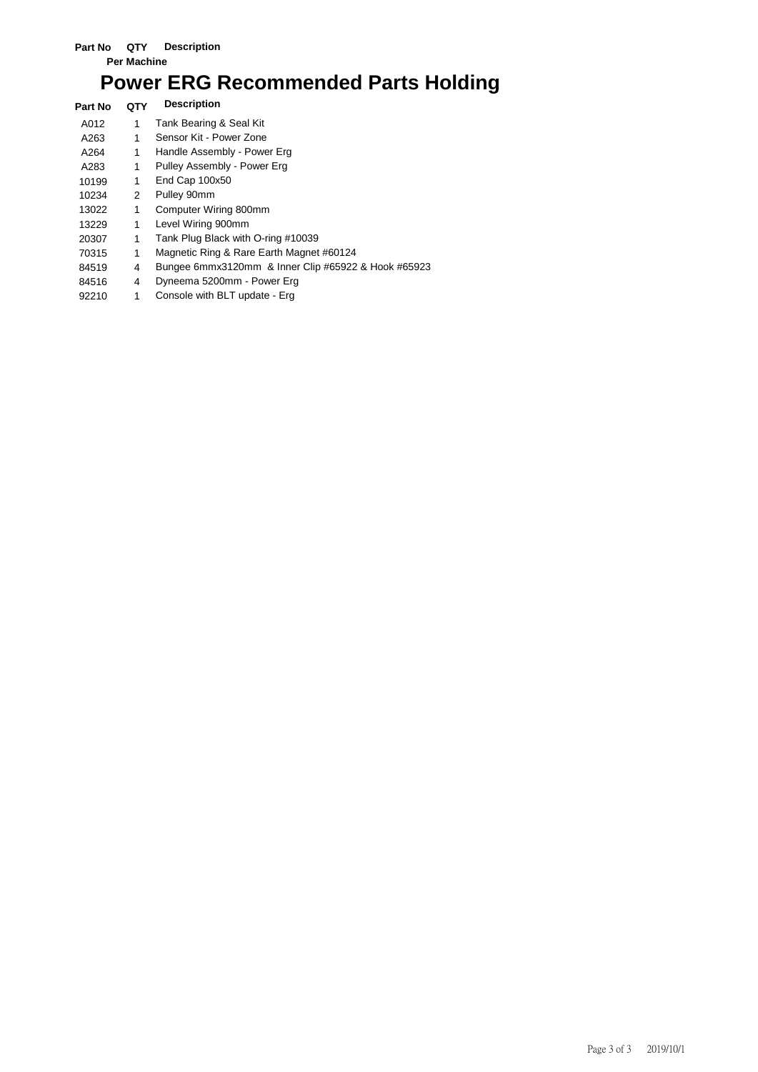**Part No** **QTY** **Description**
**Per Machine**

# Power ERG Recommended Parts Holding

| Part No | QTY | Description |
|---|---|---|
| A012 | 1 | Tank Bearing & Seal Kit |
| A263 | 1 | Sensor Kit - Power Zone |
| A264 | 1 | Handle Assembly - Power Erg |
| A283 | 1 | Pulley Assembly - Power Erg |
| 10199 | 1 | End Cap 100x50 |
| 10234 | 2 | Pulley 90mm |
| 13022 | 1 | Computer Wiring 800mm |
| 13229 | 1 | Level Wiring 900mm |
| 20307 | 1 | Tank Plug Black with O-ring #10039 |
| 70315 | 1 | Magnetic Ring & Rare Earth Magnet #60124 |
| 84519 | 4 | Bungee 6mmx3120mm & Inner Clip #65922 & Hook #65923 |
| 84516 | 4 | Dyneema 5200mm - Power Erg |
| 92210 | 1 | Console with BLT update - Erg |